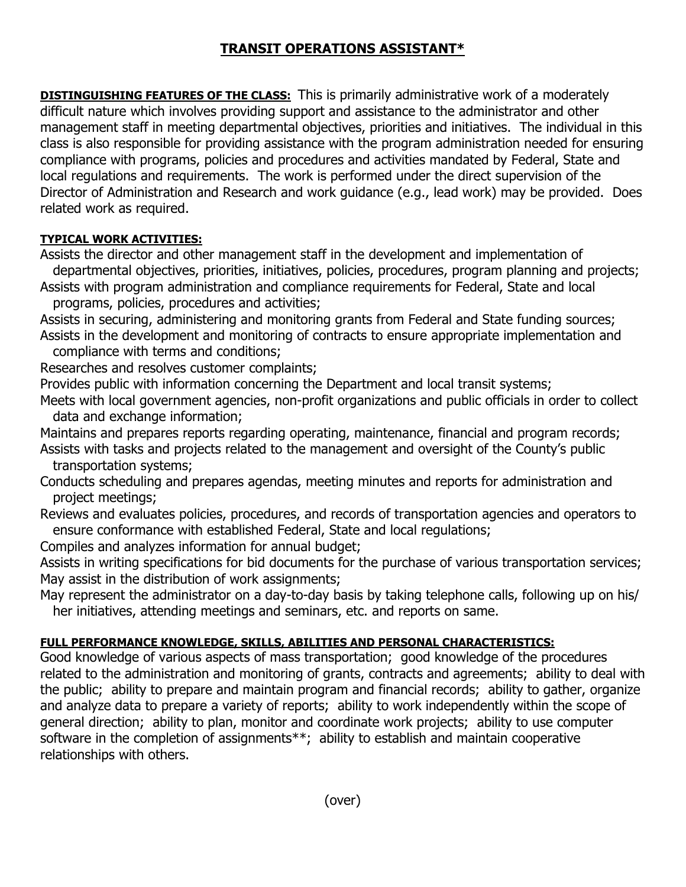# TRANSIT OPERATIONS ASSISTANT*

**DISTINGUISHING FEATURES OF THE CLASS:** This is primarily administrative work of a moderately difficult nature which involves providing support and assistance to the administrator and other management staff in meeting departmental objectives, priorities and initiatives. The individual in this class is also responsible for providing assistance with the program administration needed for ensuring compliance with programs, policies and procedures and activities mandated by Federal, State and local regulations and requirements. The work is performed under the direct supervision of the Director of Administration and Research and work guidance (e.g., lead work) may be provided. Does related work as required.

**TYPICAL WORK ACTIVITIES:**

Assists the director and other management staff in the development and implementation of departmental objectives, priorities, initiatives, policies, procedures, program planning and projects;
Assists with program administration and compliance requirements for Federal, State and local programs, policies, procedures and activities;
Assists in securing, administering and monitoring grants from Federal and State funding sources;
Assists in the development and monitoring of contracts to ensure appropriate implementation and compliance with terms and conditions;
Researches and resolves customer complaints;
Provides public with information concerning the Department and local transit systems;
Meets with local government agencies, non-profit organizations and public officials in order to collect data and exchange information;
Maintains and prepares reports regarding operating, maintenance, financial and program records;
Assists with tasks and projects related to the management and oversight of the County's public transportation systems;
Conducts scheduling and prepares agendas, meeting minutes and reports for administration and project meetings;
Reviews and evaluates policies, procedures, and records of transportation agencies and operators to ensure conformance with established Federal, State and local regulations;
Compiles and analyzes information for annual budget;
Assists in writing specifications for bid documents for the purchase of various transportation services;
May assist in the distribution of work assignments;
May represent the administrator on a day-to-day basis by taking telephone calls, following up on his/ her initiatives, attending meetings and seminars, etc. and reports on same.

**FULL PERFORMANCE KNOWLEDGE, SKILLS, ABILITIES AND PERSONAL CHARACTERISTICS:**
Good knowledge of various aspects of mass transportation; good knowledge of the procedures related to the administration and monitoring of grants, contracts and agreements; ability to deal with the public; ability to prepare and maintain program and financial records; ability to gather, organize and analyze data to prepare a variety of reports; ability to work independently within the scope of general direction; ability to plan, monitor and coordinate work projects; ability to use computer software in the completion of assignments**; ability to establish and maintain cooperative relationships with others.

(over)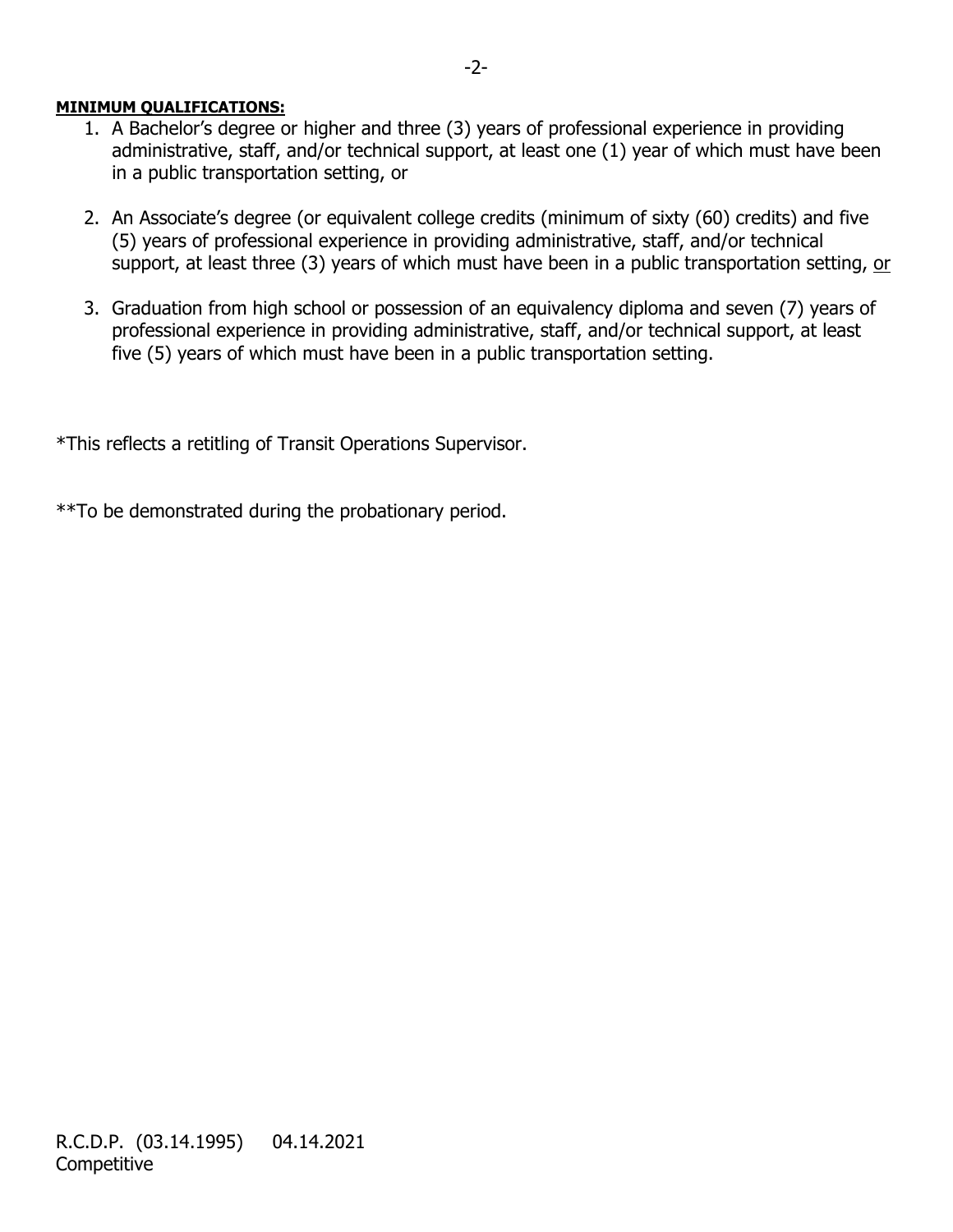**MINIMUM QUALIFICATIONS:**

1. A Bachelor's degree or higher and three (3) years of professional experience in providing administrative, staff, and/or technical support, at least one (1) year of which must have been in a public transportation setting, or

2. An Associate's degree (or equivalent college credits (minimum of sixty (60) credits) and five (5) years of professional experience in providing administrative, staff, and/or technical support, at least three (3) years of which must have been in a public transportation setting, or

3. Graduation from high school or possession of an equivalency diploma and seven (7) years of professional experience in providing administrative, staff, and/or technical support, at least five (5) years of which must have been in a public transportation setting.

*This reflects a retitling of Transit Operations Supervisor.

**To be demonstrated during the probationary period.

R.C.D.P. (03.14.1995) 04.14.2021
Competitive